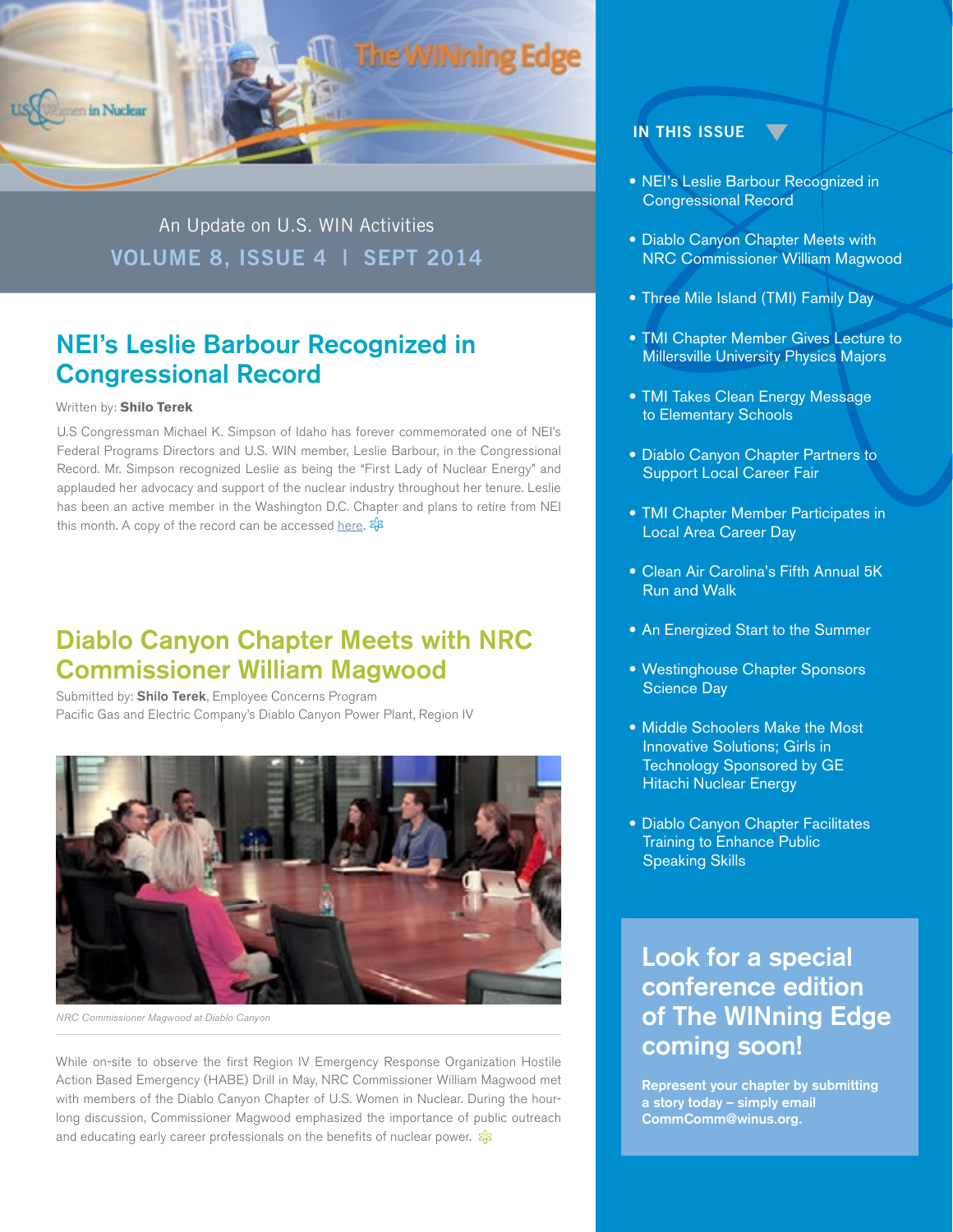# The WINning Edge

An Update on U.S. WIN Activities

**VOLUME 8, ISSUE 4 | SEPT 2014**

## NEI's Leslie Barbour Recognized in Congressional Record

Written by: **Shilo Terek**

U.S Congressman Michael K. Simpson of Idaho has forever commemorated one of NEI's Federal Programs Directors and U.S. WIN member, Leslie Barbour, in the Congressional Record. Mr. Simpson recognized Leslie as being the "First Lady of Nuclear Energy" and applauded her advocacy and support of the nuclear industry throughout her tenure. Leslie has been an active member in the Washington D.C. Chapter and plans to retire from NEI this month. A copy of the record can be accessed here.

## Diablo Canyon Chapter Meets with NRC Commissioner William Magwood

Submitted by: **Shilo Terek**, Employee Concerns Program
Pacific Gas and Electric Company's Diablo Canyon Power Plant, Region IV

*NRC Commissioner Magwood at Diablo Canyon*

While on-site to observe the first Region IV Emergency Response Organization Hostile Action Based Emergency (HABE) Drill in May, NRC Commissioner William Magwood met with members of the Diablo Canyon Chapter of U.S. Women in Nuclear. During the hour-long discussion, Commissioner Magwood emphasized the importance of public outreach and educating early career professionals on the benefits of nuclear power.

## IN THIS ISSUE

- NEI's Leslie Barbour Recognized in Congressional Record
- Diablo Canyon Chapter Meets with NRC Commissioner William Magwood
- Three Mile Island (TMI) Family Day
- TMI Chapter Member Gives Lecture to Millersville University Physics Majors
- TMI Takes Clean Energy Message to Elementary Schools
- Diablo Canyon Chapter Partners to Support Local Career Fair
- TMI Chapter Member Participates in Local Area Career Day
- Clean Air Carolina's Fifth Annual 5K Run and Walk
- An Energized Start to the Summer
- Westinghouse Chapter Sponsors Science Day
- Middle Schoolers Make the Most Innovative Solutions; Girls in Technology Sponsored by GE Hitachi Nuclear Energy
- Diablo Canyon Chapter Facilitates Training to Enhance Public Speaking Skills

## Look for a special conference edition of The WINning Edge coming soon!

**Represent your chapter by submitting a story today – simply email CommComm@winus.org.**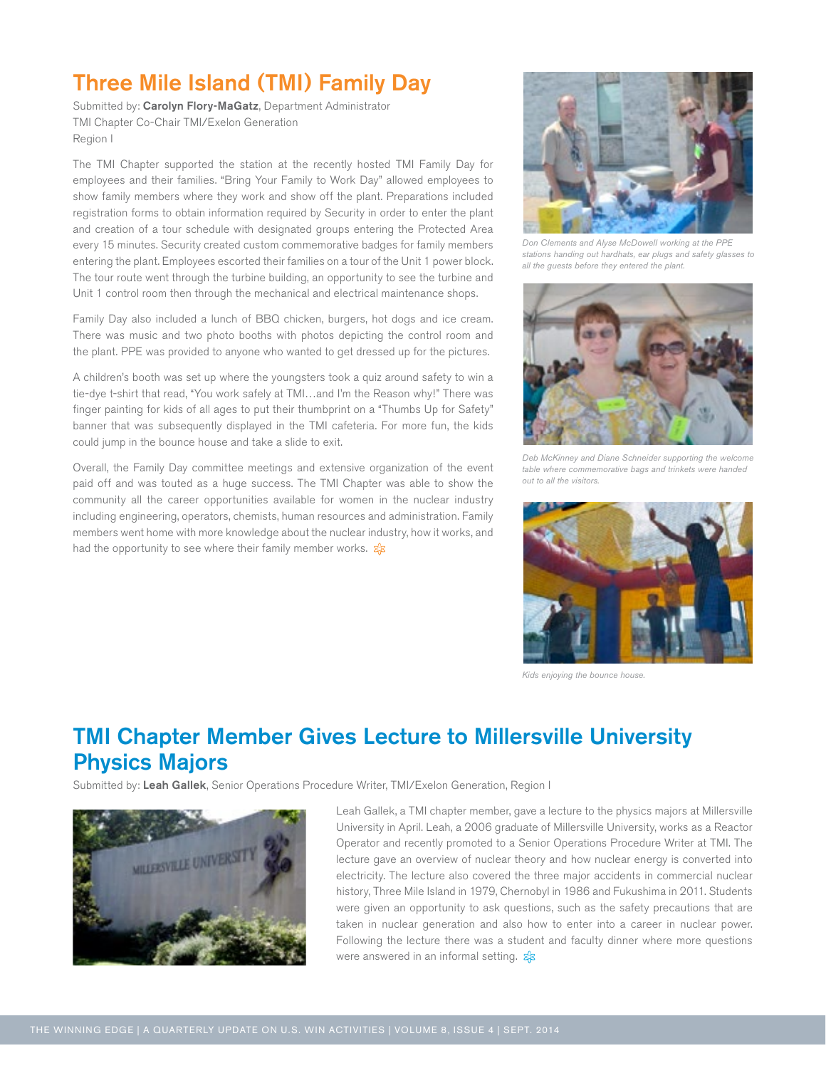## Three Mile Island (TMI) Family Day

Submitted by: **Carolyn Flory-MaGatz**, Department Administrator
TMI Chapter Co-Chair TMI/Exelon Generation
Region I

The TMI Chapter supported the station at the recently hosted TMI Family Day for employees and their families. "Bring Your Family to Work Day" allowed employees to show family members where they work and show off the plant. Preparations included registration forms to obtain information required by Security in order to enter the plant and creation of a tour schedule with designated groups entering the Protected Area every 15 minutes. Security created custom commemorative badges for family members entering the plant. Employees escorted their families on a tour of the Unit 1 power block. The tour route went through the turbine building, an opportunity to see the turbine and Unit 1 control room then through the mechanical and electrical maintenance shops.

Family Day also included a lunch of BBQ chicken, burgers, hot dogs and ice cream. There was music and two photo booths with photos depicting the control room and the plant. PPE was provided to anyone who wanted to get dressed up for the pictures.

A children's booth was set up where the youngsters took a quiz around safety to win a tie-dye t-shirt that read, "You work safely at TMI…and I'm the Reason why!" There was finger painting for kids of all ages to put their thumbprint on a "Thumbs Up for Safety" banner that was subsequently displayed in the TMI cafeteria. For more fun, the kids could jump in the bounce house and take a slide to exit.

Overall, the Family Day committee meetings and extensive organization of the event paid off and was touted as a huge success. The TMI Chapter was able to show the community all the career opportunities available for women in the nuclear industry including engineering, operators, chemists, human resources and administration. Family members went home with more knowledge about the nuclear industry, how it works, and had the opportunity to see where their family member works.

*Don Clements and Alyse McDowell working at the PPE stations handing out hardhats, ear plugs and safety glasses to all the guests before they entered the plant.*

*Deb McKinney and Diane Schneider supporting the welcome table where commemorative bags and trinkets were handed out to all the visitors.*

*Kids enjoying the bounce house.*

## TMI Chapter Member Gives Lecture to Millersville University Physics Majors

Submitted by: **Leah Gallek**, Senior Operations Procedure Writer, TMI/Exelon Generation, Region I

Leah Gallek, a TMI chapter member, gave a lecture to the physics majors at Millersville University in April. Leah, a 2006 graduate of Millersville University, works as a Reactor Operator and recently promoted to a Senior Operations Procedure Writer at TMI. The lecture gave an overview of nuclear theory and how nuclear energy is converted into electricity. The lecture also covered the three major accidents in commercial nuclear history, Three Mile Island in 1979, Chernobyl in 1986 and Fukushima in 2011. Students were given an opportunity to ask questions, such as the safety precautions that are taken in nuclear generation and also how to enter into a career in nuclear power. Following the lecture there was a student and faculty dinner where more questions were answered in an informal setting.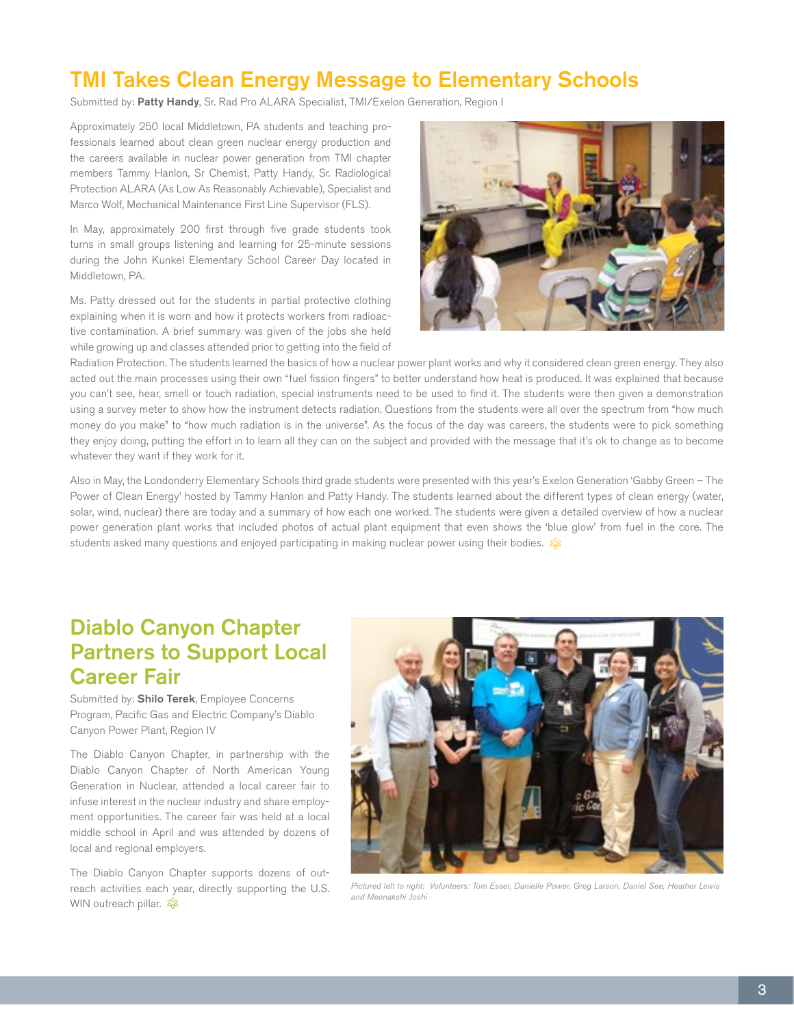## TMI Takes Clean Energy Message to Elementary Schools

Submitted by: **Patty Handy**, Sr. Rad Pro ALARA Specialist, TMI/Exelon Generation, Region I

Approximately 250 local Middletown, PA students and teaching professionals learned about clean green nuclear energy production and the careers available in nuclear power generation from TMI chapter members Tammy Hanlon, Sr Chemist, Patty Handy, Sr. Radiological Protection ALARA (As Low As Reasonably Achievable), Specialist and Marco Wolf, Mechanical Maintenance First Line Supervisor (FLS).

In May, approximately 200 first through five grade students took turns in small groups listening and learning for 25-minute sessions during the John Kunkel Elementary School Career Day located in Middletown, PA.

Ms. Patty dressed out for the students in partial protective clothing explaining when it is worn and how it protects workers from radioactive contamination. A brief summary was given of the jobs she held while growing up and classes attended prior to getting into the field of Radiation Protection. The students learned the basics of how a nuclear power plant works and why it considered clean green energy. They also acted out the main processes using their own "fuel fission fingers" to better understand how heat is produced. It was explained that because you can't see, hear, smell or touch radiation, special instruments need to be used to find it. The students were then given a demonstration using a survey meter to show how the instrument detects radiation. Questions from the students were all over the spectrum from "how much money do you make" to "how much radiation is in the universe". As the focus of the day was careers, the students were to pick something they enjoy doing, putting the effort in to learn all they can on the subject and provided with the message that it's ok to change as to become whatever they want if they work for it.

Also in May, the Londonderry Elementary Schools third grade students were presented with this year's Exelon Generation 'Gabby Green – The Power of Clean Energy' hosted by Tammy Hanlon and Patty Handy. The students learned about the different types of clean energy (water, solar, wind, nuclear) there are today and a summary of how each one worked. The students were given a detailed overview of how a nuclear power generation plant works that included photos of actual plant equipment that even shows the 'blue glow' from fuel in the core. The students asked many questions and enjoyed participating in making nuclear power using their bodies.

## Diablo Canyon Chapter Partners to Support Local Career Fair

Submitted by: **Shilo Terek**, Employee Concerns Program, Pacific Gas and Electric Company's Diablo Canyon Power Plant, Region IV

The Diablo Canyon Chapter, in partnership with the Diablo Canyon Chapter of North American Young Generation in Nuclear, attended a local career fair to infuse interest in the nuclear industry and share employment opportunities. The career fair was held at a local middle school in April and was attended by dozens of local and regional employers.

The Diablo Canyon Chapter supports dozens of outreach activities each year, directly supporting the U.S. WIN outreach pillar.

*Pictured left to right: Volunteers: Tom Esser, Danielle Power, Greg Larson, Daniel See, Heather Lewis and Meenakshi Joshi*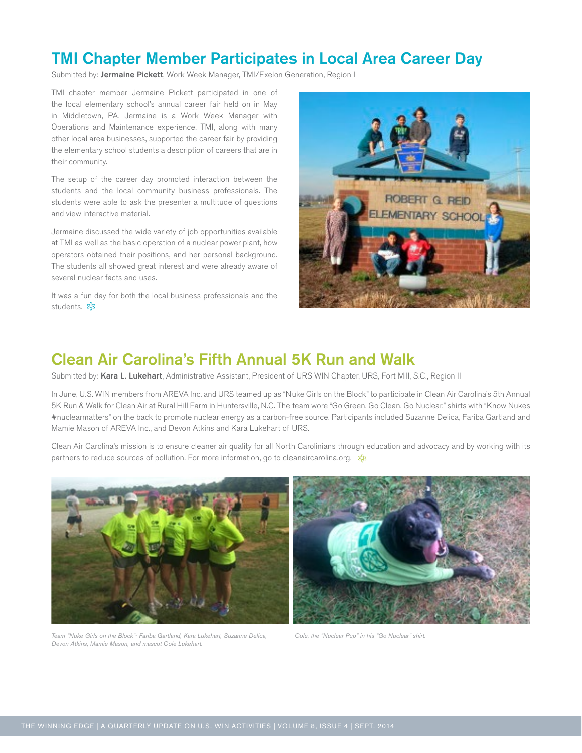## TMI Chapter Member Participates in Local Area Career Day

Submitted by: **Jermaine Pickett**, Work Week Manager, TMI/Exelon Generation, Region I

TMI chapter member Jermaine Pickett participated in one of the local elementary school's annual career fair held on in May in Middletown, PA. Jermaine is a Work Week Manager with Operations and Maintenance experience. TMI, along with many other local area businesses, supported the career fair by providing the elementary school students a description of careers that are in their community.

The setup of the career day promoted interaction between the students and the local community business professionals. The students were able to ask the presenter a multitude of questions and view interactive material.

Jermaine discussed the wide variety of job opportunities available at TMI as well as the basic operation of a nuclear power plant, how operators obtained their positions, and her personal background. The students all showed great interest and were already aware of several nuclear facts and uses.

It was a fun day for both the local business professionals and the students.

## Clean Air Carolina's Fifth Annual 5K Run and Walk

Submitted by: **Kara L. Lukehart**, Administrative Assistant, President of URS WIN Chapter, URS, Fort Mill, S.C., Region II

In June, U.S. WIN members from AREVA Inc. and URS teamed up as "Nuke Girls on the Block" to participate in Clean Air Carolina's 5th Annual 5K Run & Walk for Clean Air at Rural Hill Farm in Huntersville, N.C. The team wore "Go Green. Go Clean. Go Nuclear." shirts with "Know Nukes #nuclearmatters" on the back to promote nuclear energy as a carbon-free source. Participants included Suzanne Delica, Fariba Gartland and Mamie Mason of AREVA Inc., and Devon Atkins and Kara Lukehart of URS.

Clean Air Carolina's mission is to ensure cleaner air quality for all North Carolinians through education and advocacy and by working with its partners to reduce sources of pollution. For more information, go to cleanaircarolina.org.

*Team "Nuke Girls on the Block"- Fariba Gartland, Kara Lukehart, Suzanne Delica, Devon Atkins, Mamie Mason, and mascot Cole Lukehart.*

*Cole, the "Nuclear Pup" in his "Go Nuclear" shirt.*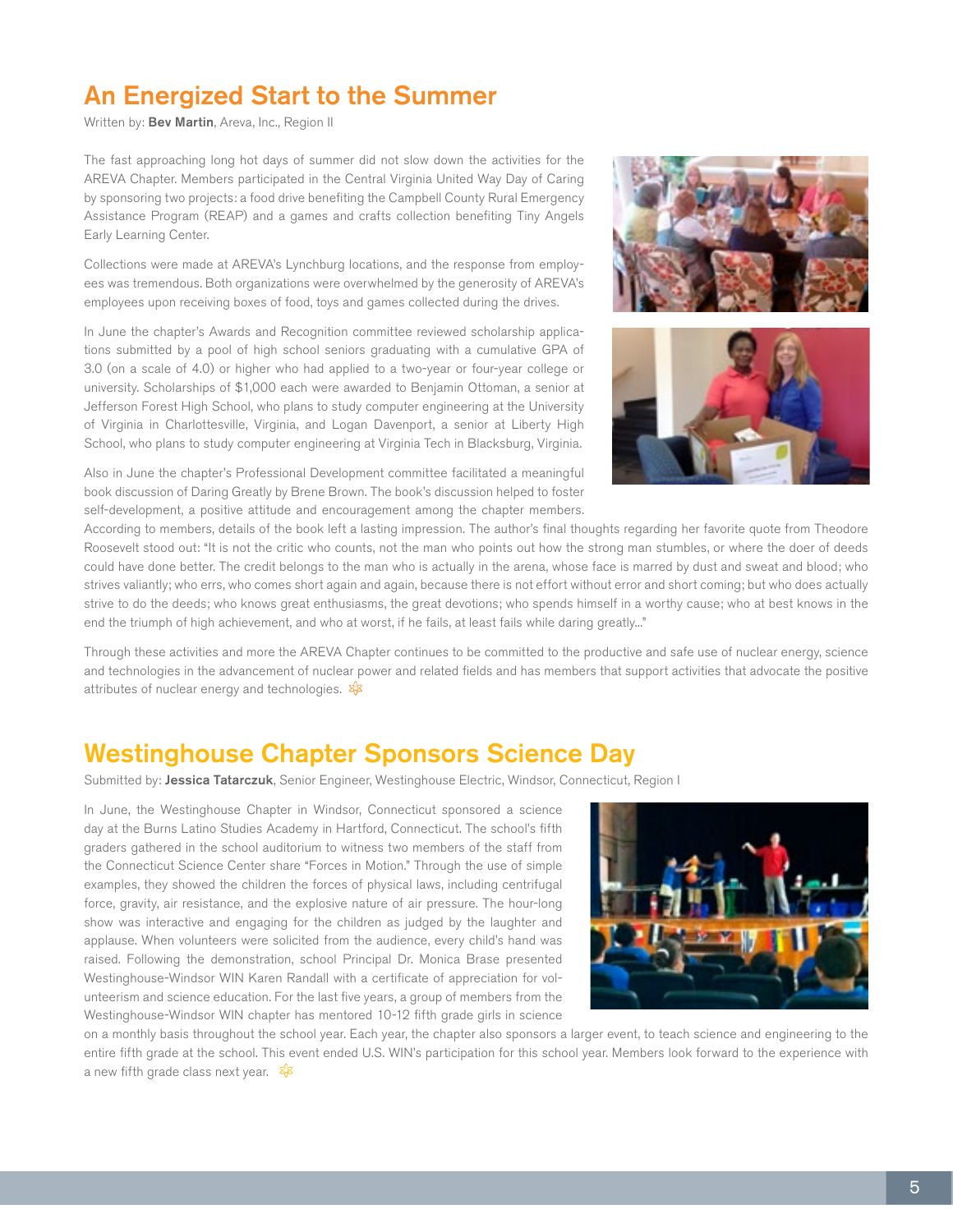## An Energized Start to the Summer

Written by: **Bev Martin**, Areva, Inc., Region II

The fast approaching long hot days of summer did not slow down the activities for the AREVA Chapter. Members participated in the Central Virginia United Way Day of Caring by sponsoring two projects: a food drive benefiting the Campbell County Rural Emergency Assistance Program (REAP) and a games and crafts collection benefiting Tiny Angels Early Learning Center.

Collections were made at AREVA's Lynchburg locations, and the response from employees was tremendous. Both organizations were overwhelmed by the generosity of AREVA's employees upon receiving boxes of food, toys and games collected during the drives.

In June the chapter's Awards and Recognition committee reviewed scholarship applications submitted by a pool of high school seniors graduating with a cumulative GPA of 3.0 (on a scale of 4.0) or higher who had applied to a two-year or four-year college or university. Scholarships of $1,000 each were awarded to Benjamin Ottoman, a senior at Jefferson Forest High School, who plans to study computer engineering at the University of Virginia in Charlottesville, Virginia, and Logan Davenport, a senior at Liberty High School, who plans to study computer engineering at Virginia Tech in Blacksburg, Virginia.

Also in June the chapter's Professional Development committee facilitated a meaningful book discussion of Daring Greatly by Brene Brown. The book's discussion helped to foster self-development, a positive attitude and encouragement among the chapter members. According to members, details of the book left a lasting impression. The author's final thoughts regarding her favorite quote from Theodore Roosevelt stood out: "It is not the critic who counts, not the man who points out how the strong man stumbles, or where the doer of deeds could have done better. The credit belongs to the man who is actually in the arena, whose face is marred by dust and sweat and blood; who strives valiantly; who errs, who comes short again and again, because there is not effort without error and short coming; but who does actually strive to do the deeds; who knows great enthusiasms, the great devotions; who spends himself in a worthy cause; who at best knows in the end the triumph of high achievement, and who at worst, if he fails, at least fails while daring greatly..."

Through these activities and more the AREVA Chapter continues to be committed to the productive and safe use of nuclear energy, science and technologies in the advancement of nuclear power and related fields and has members that support activities that advocate the positive attributes of nuclear energy and technologies.

## Westinghouse Chapter Sponsors Science Day

Submitted by: **Jessica Tatarczuk**, Senior Engineer, Westinghouse Electric, Windsor, Connecticut, Region I

In June, the Westinghouse Chapter in Windsor, Connecticut sponsored a science day at the Burns Latino Studies Academy in Hartford, Connecticut. The school's fifth graders gathered in the school auditorium to witness two members of the staff from the Connecticut Science Center share "Forces in Motion." Through the use of simple examples, they showed the children the forces of physical laws, including centrifugal force, gravity, air resistance, and the explosive nature of air pressure. The hour-long show was interactive and engaging for the children as judged by the laughter and applause. When volunteers were solicited from the audience, every child's hand was raised. Following the demonstration, school Principal Dr. Monica Brase presented Westinghouse-Windsor WIN Karen Randall with a certificate of appreciation for volunteerism and science education. For the last five years, a group of members from the Westinghouse-Windsor WIN chapter has mentored 10-12 fifth grade girls in science on a monthly basis throughout the school year. Each year, the chapter also sponsors a larger event, to teach science and engineering to the entire fifth grade at the school. This event ended U.S. WIN's participation for this school year. Members look forward to the experience with a new fifth grade class next year.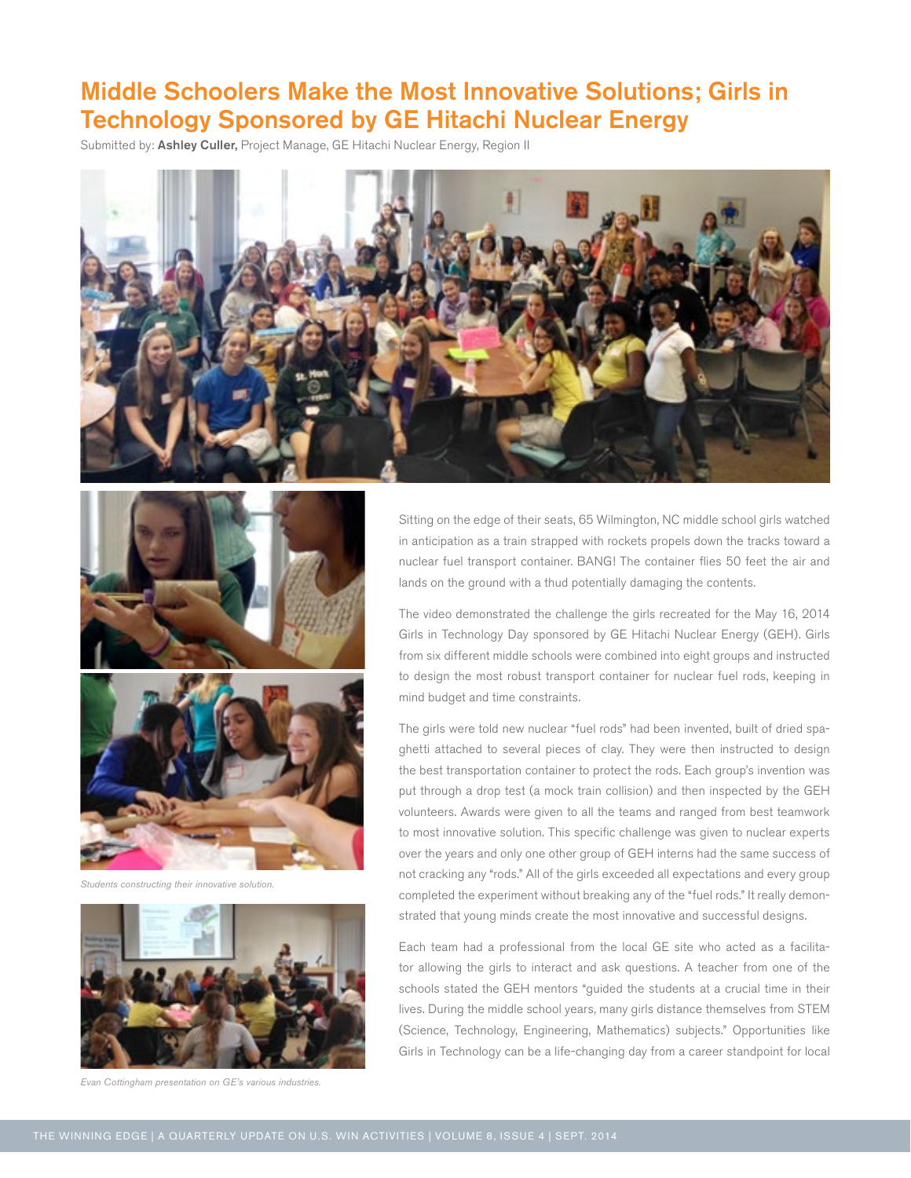# Middle Schoolers Make the Most Innovative Solutions; Girls in Technology Sponsored by GE Hitachi Nuclear Energy

Submitted by: **Ashley Culler,** Project Manage, GE Hitachi Nuclear Energy, Region II

*Students constructing their innovative solution.*

*Evan Cottingham presentation on GE's various industries.*

Sitting on the edge of their seats, 65 Wilmington, NC middle school girls watched in anticipation as a train strapped with rockets propels down the tracks toward a nuclear fuel transport container. BANG! The container flies 50 feet the air and lands on the ground with a thud potentially damaging the contents.

The video demonstrated the challenge the girls recreated for the May 16, 2014 Girls in Technology Day sponsored by GE Hitachi Nuclear Energy (GEH). Girls from six different middle schools were combined into eight groups and instructed to design the most robust transport container for nuclear fuel rods, keeping in mind budget and time constraints.

The girls were told new nuclear "fuel rods" had been invented, built of dried spaghetti attached to several pieces of clay. They were then instructed to design the best transportation container to protect the rods. Each group's invention was put through a drop test (a mock train collision) and then inspected by the GEH volunteers. Awards were given to all the teams and ranged from best teamwork to most innovative solution. This specific challenge was given to nuclear experts over the years and only one other group of GEH interns had the same success of not cracking any "rods." All of the girls exceeded all expectations and every group completed the experiment without breaking any of the "fuel rods." It really demonstrated that young minds create the most innovative and successful designs.

Each team had a professional from the local GE site who acted as a facilitator allowing the girls to interact and ask questions. A teacher from one of the schools stated the GEH mentors "guided the students at a crucial time in their lives. During the middle school years, many girls distance themselves from STEM (Science, Technology, Engineering, Mathematics) subjects." Opportunities like Girls in Technology can be a life-changing day from a career standpoint for local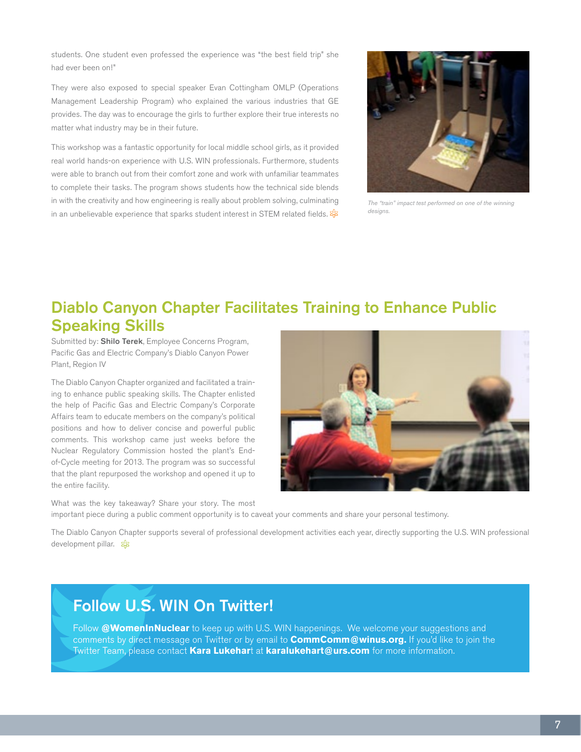students. One student even professed the experience was "the best field trip" she had ever been on!"

They were also exposed to special speaker Evan Cottingham OMLP (Operations Management Leadership Program) who explained the various industries that GE provides. The day was to encourage the girls to further explore their true interests no matter what industry may be in their future.

This workshop was a fantastic opportunity for local middle school girls, as it provided real world hands-on experience with U.S. WIN professionals. Furthermore, students were able to branch out from their comfort zone and work with unfamiliar teammates to complete their tasks. The program shows students how the technical side blends in with the creativity and how engineering is really about problem solving, culminating in an unbelievable experience that sparks student interest in STEM related fields.

*The "train" impact test performed on one of the winning designs.*

## Diablo Canyon Chapter Facilitates Training to Enhance Public Speaking Skills

Submitted by: **Shilo Terek**, Employee Concerns Program, Pacific Gas and Electric Company's Diablo Canyon Power Plant, Region IV

The Diablo Canyon Chapter organized and facilitated a training to enhance public speaking skills. The Chapter enlisted the help of Pacific Gas and Electric Company's Corporate Affairs team to educate members on the company's political positions and how to deliver concise and powerful public comments. This workshop came just weeks before the Nuclear Regulatory Commission hosted the plant's End-of-Cycle meeting for 2013. The program was so successful that the plant repurposed the workshop and opened it up to the entire facility.

What was the key takeaway? Share your story. The most important piece during a public comment opportunity is to caveat your comments and share your personal testimony.

The Diablo Canyon Chapter supports several of professional development activities each year, directly supporting the U.S. WIN professional development pillar.

## Follow U.S. WIN On Twitter!

Follow **@WomenInNuclear** to keep up with U.S. WIN happenings. We welcome your suggestions and comments by direct message on Twitter or by email to **CommComm@winus.org.** If you'd like to join the Twitter Team, please contact **Kara Lukehart** at **karalukehart@urs.com** for more information.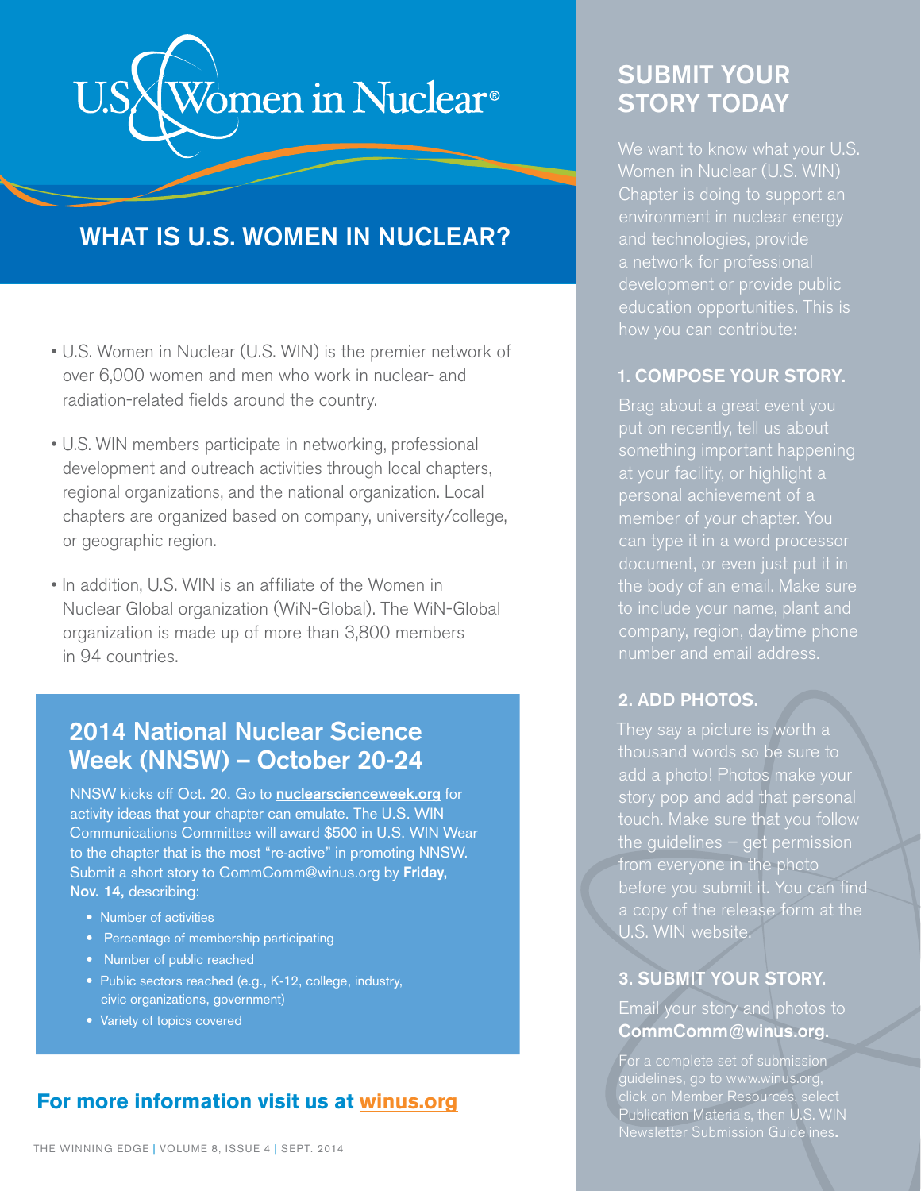U.S. Women in Nuclear®

## WHAT IS U.S. WOMEN IN NUCLEAR?

- U.S. Women in Nuclear (U.S. WIN) is the premier network of over 6,000 women and men who work in nuclear- and radiation-related fields around the country.
- U.S. WIN members participate in networking, professional development and outreach activities through local chapters, regional organizations, and the national organization. Local chapters are organized based on company, university/college, or geographic region.
- In addition, U.S. WIN is an affiliate of the Women in Nuclear Global organization (WiN-Global). The WiN-Global organization is made up of more than 3,800 members in 94 countries.

## 2014 National Nuclear Science Week (NNSW) – October 20-24

NNSW kicks off Oct. 20. Go to nuclearscienceweek.org for activity ideas that your chapter can emulate. The U.S. WIN Communications Committee will award $500 in U.S. WIN Wear to the chapter that is the most "re-active" in promoting NNSW. Submit a short story to CommComm@winus.org by **Friday, Nov. 14,** describing:

- Number of activities
- Percentage of membership participating
- Number of public reached
- Public sectors reached (e.g., K-12, college, industry, civic organizations, government)
- Variety of topics covered

**For more information visit us at winus.org**

## SUBMIT YOUR STORY TODAY

We want to know what your U.S. Women in Nuclear (U.S. WIN) Chapter is doing to support an environment in nuclear energy and technologies, provide a network for professional development or provide public education opportunities. This is how you can contribute:

### 1. COMPOSE YOUR STORY.

Brag about a great event you put on recently, tell us about something important happening at your facility, or highlight a personal achievement of a member of your chapter. You can type it in a word processor document, or even just put it in the body of an email. Make sure to include your name, plant and company, region, daytime phone number and email address.

### 2. ADD PHOTOS.

They say a picture is worth a thousand words so be sure to add a photo! Photos make your story pop and add that personal touch. Make sure that you follow the guidelines – get permission from everyone in the photo before you submit it. You can find a copy of the release form at the U.S. WIN website.

### 3. SUBMIT YOUR STORY.

Email your story and photos to **CommComm@winus.org.**

For a complete set of submission guidelines, go to www.winus.org, click on Member Resources, select Publication Materials, then U.S. WIN Newsletter Submission Guidelines.